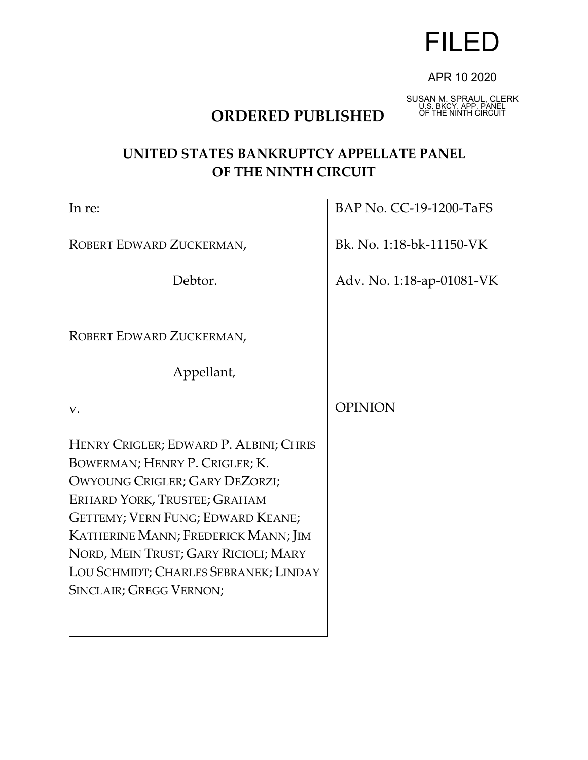# FILED

APR 10 2020

SUSAN M. SPRAUL, CLERK
U.S. BKCY. APP. PANEL
OF THE NINTH CIRCUIT

**ORDERED PUBLISHED**

## UNITED STATES BANKRUPTCY APPELLATE PANEL OF THE NINTH CIRCUIT

| | |
|---|---|
| In re: | BAP No. CC-19-1200-TaFS |
| ROBERT EDWARD ZUCKERMAN, Debtor. | Bk. No. 1:18-bk-11150-VK |
| | Adv. No. 1:18-ap-01081-VK |
| ROBERT EDWARD ZUCKERMAN, Appellant, | |
| v. | OPINION |
| HENRY CRIGLER; EDWARD P. ALBINI; CHRIS BOWERMAN; HENRY P. CRIGLER; K. OWYOUNG CRIGLER; GARY DEZORZI; ERHARD YORK, TRUSTEE; GRAHAM GETTEMY; VERN FUNG; EDWARD KEANE; KATHERINE MANN; FREDERICK MANN; JIM NORD, MEIN TRUST; GARY RICIOLI; MARY LOU SCHMIDT; CHARLES SEBRANEK; LINDAY SINCLAIR; GREGG VERNON; | |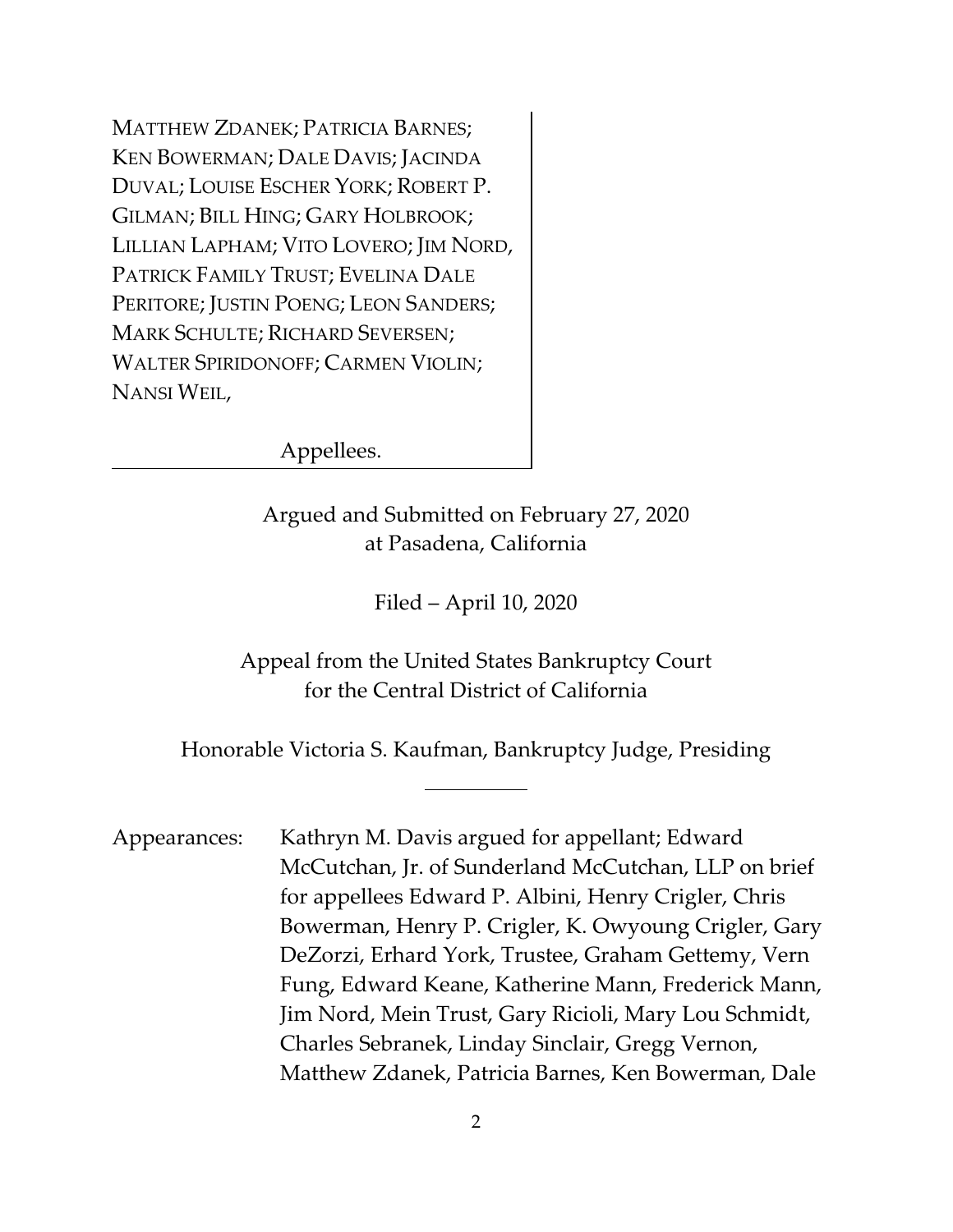MATTHEW ZDANEK; PATRICIA BARNES; KEN BOWERMAN; DALE DAVIS; JACINDA DUVAL; LOUISE ESCHER YORK; ROBERT P. GILMAN; BILL HING; GARY HOLBROOK; LILLIAN LAPHAM; VITO LOVERO; JIM NORD, PATRICK FAMILY TRUST; EVELINA DALE PERITORE; JUSTIN POENG; LEON SANDERS; MARK SCHULTE; RICHARD SEVERSEN; WALTER SPIRIDONOFF; CARMEN VIOLIN; NANSI WEIL,

Appellees.

Argued and Submitted on February 27, 2020
at Pasadena, California

Filed – April 10, 2020

Appeal from the United States Bankruptcy Court
for the Central District of California

Honorable Victoria S. Kaufman, Bankruptcy Judge, Presiding

---

Appearances: Kathryn M. Davis argued for appellant; Edward McCutchan, Jr. of Sunderland McCutchan, LLP on brief for appellees Edward P. Albini, Henry Crigler, Chris Bowerman, Henry P. Crigler, K. Owyoung Crigler, Gary DeZorzi, Erhard York, Trustee, Graham Gettemy, Vern Fung, Edward Keane, Katherine Mann, Frederick Mann, Jim Nord, Mein Trust, Gary Ricioli, Mary Lou Schmidt, Charles Sebranek, Linday Sinclair, Gregg Vernon, Matthew Zdanek, Patricia Barnes, Ken Bowerman, Dale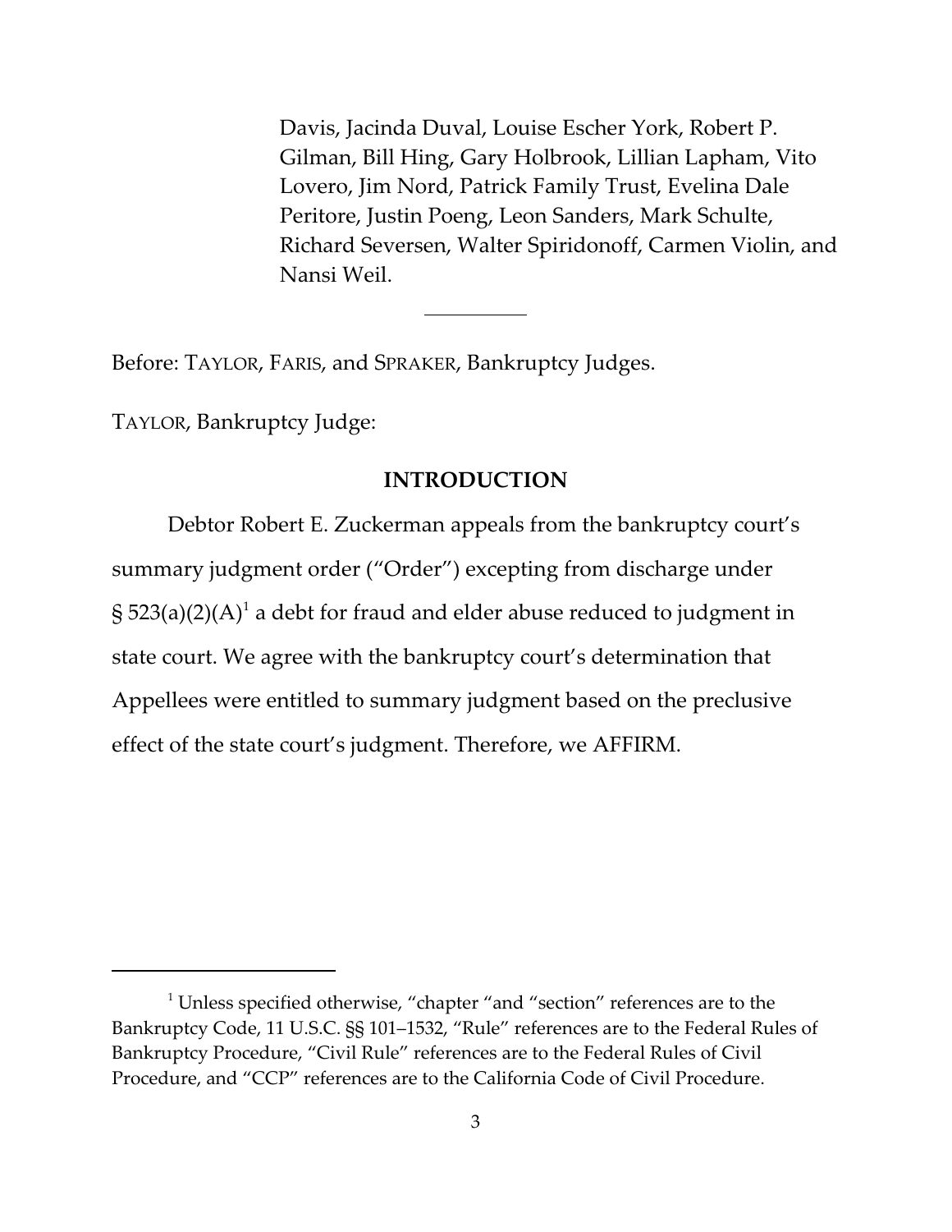Davis, Jacinda Duval, Louise Escher York, Robert P. Gilman, Bill Hing, Gary Holbrook, Lillian Lapham, Vito Lovero, Jim Nord, Patrick Family Trust, Evelina Dale Peritore, Justin Poeng, Leon Sanders, Mark Schulte, Richard Seversen, Walter Spiridonoff, Carmen Violin, and Nansi Weil.

---

Before: TAYLOR, FARIS, and SPRAKER, Bankruptcy Judges.

TAYLOR, Bankruptcy Judge:

## INTRODUCTION

Debtor Robert E. Zuckerman appeals from the bankruptcy court's summary judgment order ("Order") excepting from discharge under § 523(a)(2)(A)[1] a debt for fraud and elder abuse reduced to judgment in state court. We agree with the bankruptcy court's determination that Appellees were entitled to summary judgment based on the preclusive effect of the state court's judgment. Therefore, we AFFIRM.

---

[1] Unless specified otherwise, "chapter "and "section" references are to the Bankruptcy Code, 11 U.S.C. §§ 101–1532, "Rule" references are to the Federal Rules of Bankruptcy Procedure, "Civil Rule" references are to the Federal Rules of Civil Procedure, and "CCP" references are to the California Code of Civil Procedure.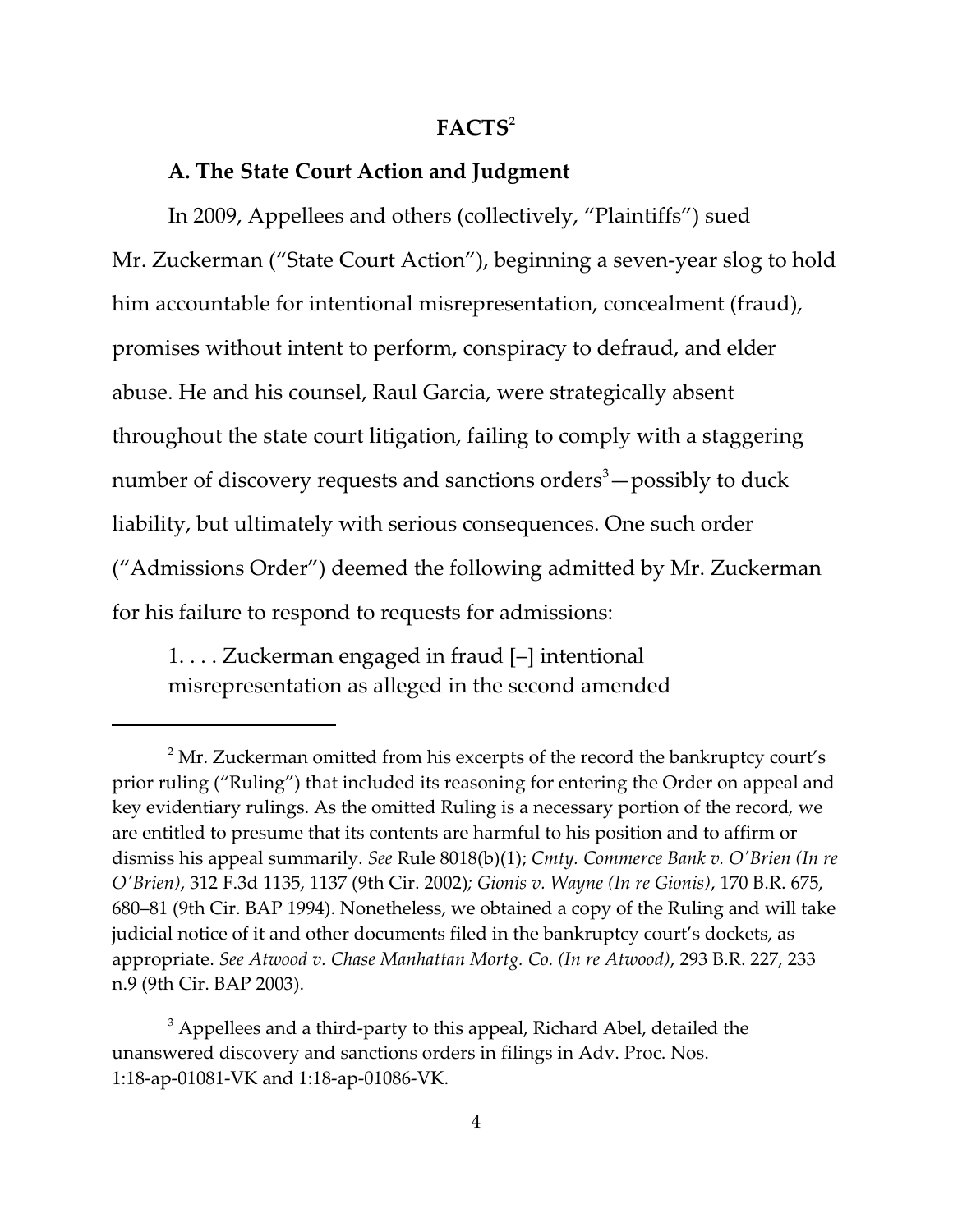## FACTS[2]

### A. The State Court Action and Judgment

In 2009, Appellees and others (collectively, "Plaintiffs") sued Mr. Zuckerman ("State Court Action"), beginning a seven-year slog to hold him accountable for intentional misrepresentation, concealment (fraud), promises without intent to perform, conspiracy to defraud, and elder abuse. He and his counsel, Raul Garcia, were strategically absent throughout the state court litigation, failing to comply with a staggering number of discovery requests and sanctions orders[3]—possibly to duck liability, but ultimately with serious consequences. One such order ("Admissions Order") deemed the following admitted by Mr. Zuckerman for his failure to respond to requests for admissions:

> 1. . . . Zuckerman engaged in fraud [–] intentional misrepresentation as alleged in the second amended

---

[2] Mr. Zuckerman omitted from his excerpts of the record the bankruptcy court's prior ruling ("Ruling") that included its reasoning for entering the Order on appeal and key evidentiary rulings. As the omitted Ruling is a necessary portion of the record, we are entitled to presume that its contents are harmful to his position and to affirm or dismiss his appeal summarily. *See* Rule 8018(b)(1); *Cmty. Commerce Bank v. O'Brien (In re O'Brien)*, 312 F.3d 1135, 1137 (9th Cir. 2002); *Gionis v. Wayne (In re Gionis)*, 170 B.R. 675, 680–81 (9th Cir. BAP 1994). Nonetheless, we obtained a copy of the Ruling and will take judicial notice of it and other documents filed in the bankruptcy court's dockets, as appropriate. *See Atwood v. Chase Manhattan Mortg. Co. (In re Atwood)*, 293 B.R. 227, 233 n.9 (9th Cir. BAP 2003).

[3] Appellees and a third-party to this appeal, Richard Abel, detailed the unanswered discovery and sanctions orders in filings in Adv. Proc. Nos. 1:18-ap-01081-VK and 1:18-ap-01086-VK.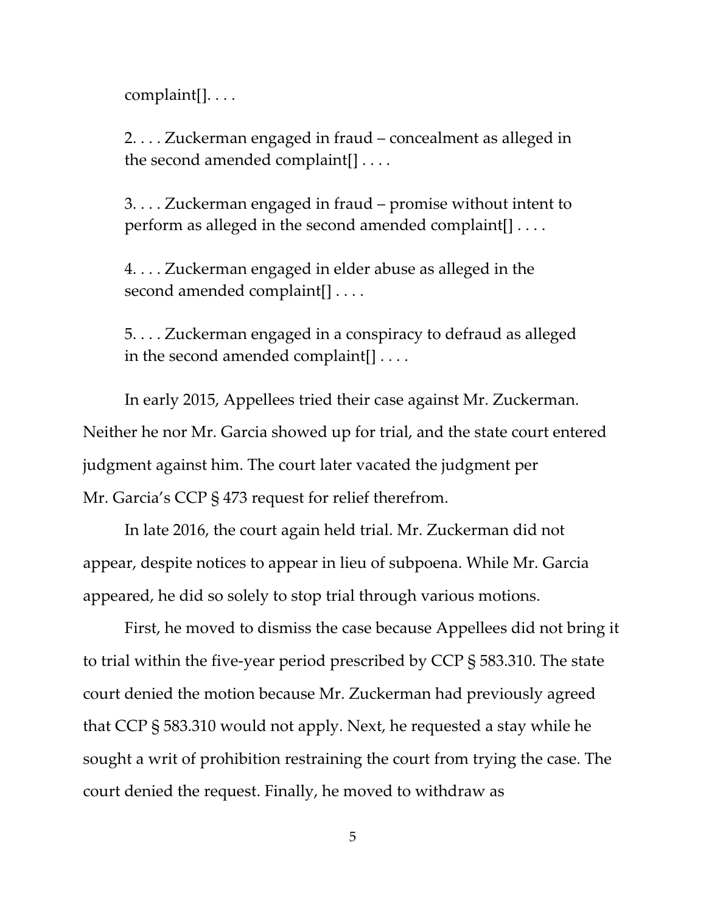complaint[]. . . .

> 2. . . . Zuckerman engaged in fraud – concealment as alleged in the second amended complaint[] . . . .
>
> 3. . . . Zuckerman engaged in fraud – promise without intent to perform as alleged in the second amended complaint[] . . . .
>
> 4. . . . Zuckerman engaged in elder abuse as alleged in the second amended complaint[] . . . .
>
> 5. . . . Zuckerman engaged in a conspiracy to defraud as alleged in the second amended complaint[] . . . .

In early 2015, Appellees tried their case against Mr. Zuckerman. Neither he nor Mr. Garcia showed up for trial, and the state court entered judgment against him. The court later vacated the judgment per Mr. Garcia's CCP § 473 request for relief therefrom.

In late 2016, the court again held trial. Mr. Zuckerman did not appear, despite notices to appear in lieu of subpoena. While Mr. Garcia appeared, he did so solely to stop trial through various motions.

First, he moved to dismiss the case because Appellees did not bring it to trial within the five-year period prescribed by CCP § 583.310. The state court denied the motion because Mr. Zuckerman had previously agreed that CCP § 583.310 would not apply. Next, he requested a stay while he sought a writ of prohibition restraining the court from trying the case. The court denied the request. Finally, he moved to withdraw as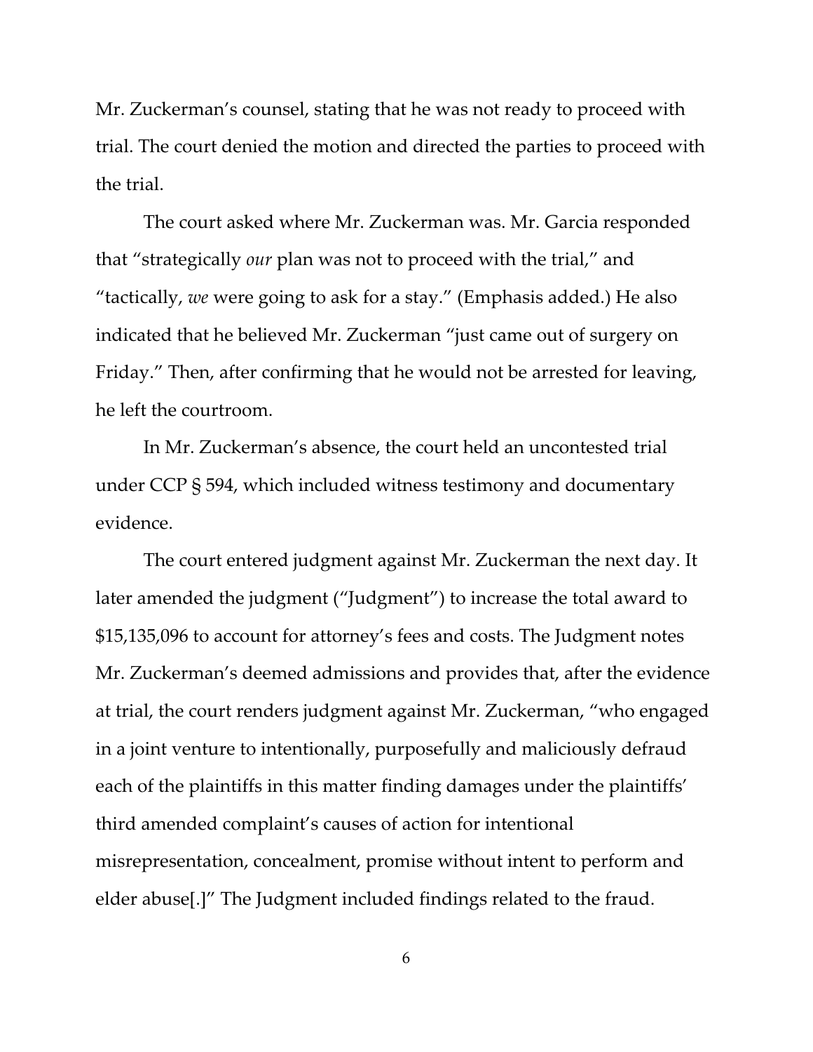Mr. Zuckerman's counsel, stating that he was not ready to proceed with trial. The court denied the motion and directed the parties to proceed with the trial.

The court asked where Mr. Zuckerman was. Mr. Garcia responded that "strategically *our* plan was not to proceed with the trial," and "tactically, *we* were going to ask for a stay." (Emphasis added.) He also indicated that he believed Mr. Zuckerman "just came out of surgery on Friday." Then, after confirming that he would not be arrested for leaving, he left the courtroom.

In Mr. Zuckerman's absence, the court held an uncontested trial under CCP § 594, which included witness testimony and documentary evidence.

The court entered judgment against Mr. Zuckerman the next day. It later amended the judgment ("Judgment") to increase the total award to $15,135,096 to account for attorney's fees and costs. The Judgment notes Mr. Zuckerman's deemed admissions and provides that, after the evidence at trial, the court renders judgment against Mr. Zuckerman, "who engaged in a joint venture to intentionally, purposefully and maliciously defraud each of the plaintiffs in this matter finding damages under the plaintiffs' third amended complaint's causes of action for intentional misrepresentation, concealment, promise without intent to perform and elder abuse[.]" The Judgment included findings related to the fraud.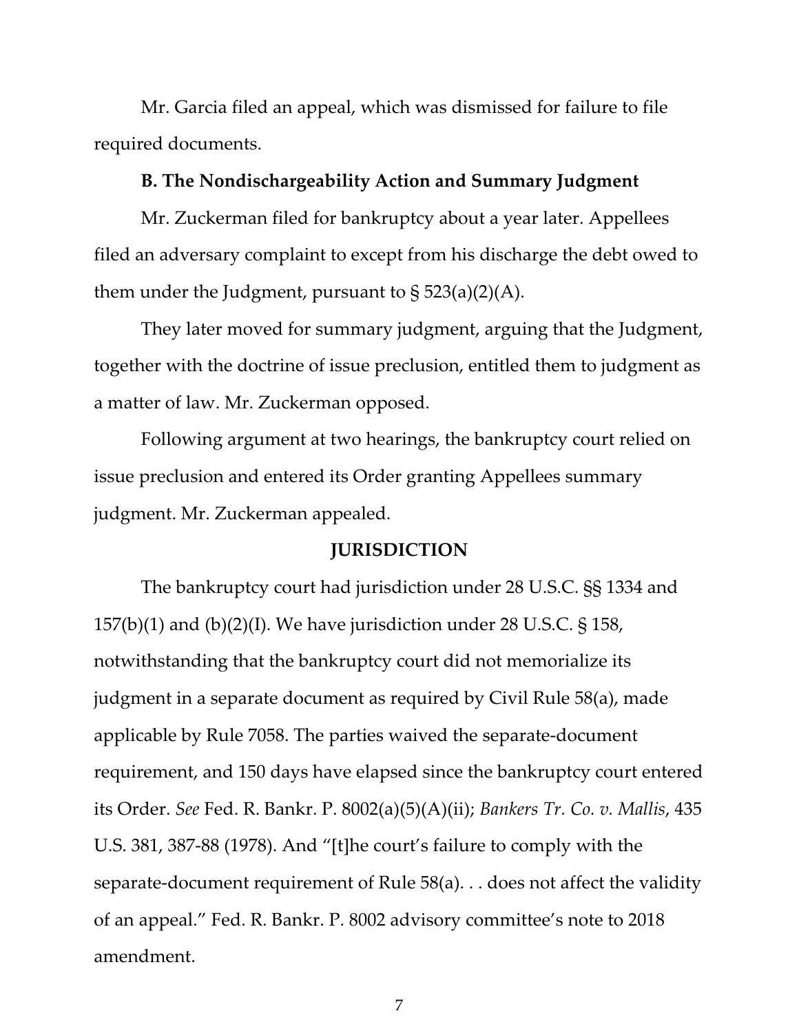Mr. Garcia filed an appeal, which was dismissed for failure to file required documents.

### B. The Nondischargeability Action and Summary Judgment

Mr. Zuckerman filed for bankruptcy about a year later. Appellees filed an adversary complaint to except from his discharge the debt owed to them under the Judgment, pursuant to § 523(a)(2)(A).

They later moved for summary judgment, arguing that the Judgment, together with the doctrine of issue preclusion, entitled them to judgment as a matter of law. Mr. Zuckerman opposed.

Following argument at two hearings, the bankruptcy court relied on issue preclusion and entered its Order granting Appellees summary judgment. Mr. Zuckerman appealed.

## JURISDICTION

The bankruptcy court had jurisdiction under 28 U.S.C. §§ 1334 and 157(b)(1) and (b)(2)(I). We have jurisdiction under 28 U.S.C. § 158, notwithstanding that the bankruptcy court did not memorialize its judgment in a separate document as required by Civil Rule 58(a), made applicable by Rule 7058. The parties waived the separate-document requirement, and 150 days have elapsed since the bankruptcy court entered its Order. *See* Fed. R. Bankr. P. 8002(a)(5)(A)(ii); *Bankers Tr. Co. v. Mallis*, 435 U.S. 381, 387-88 (1978). And "[t]he court's failure to comply with the separate-document requirement of Rule 58(a). . . does not affect the validity of an appeal." Fed. R. Bankr. P. 8002 advisory committee's note to 2018 amendment.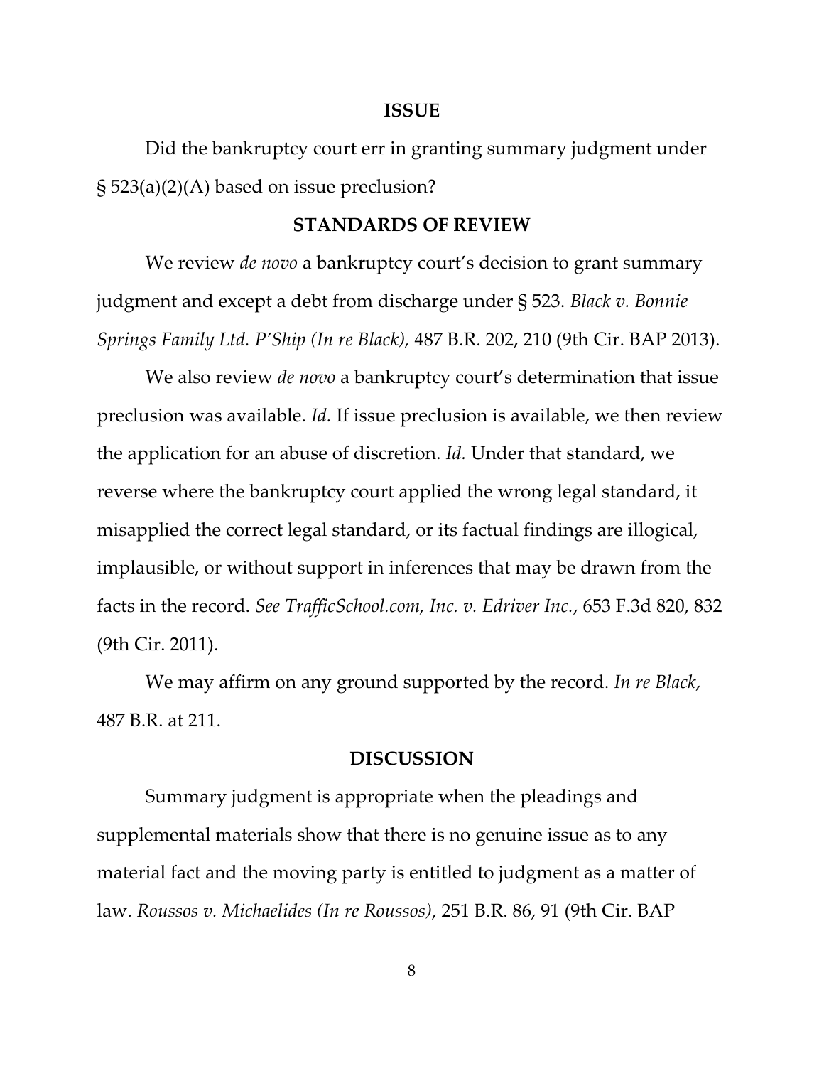## ISSUE

Did the bankruptcy court err in granting summary judgment under § 523(a)(2)(A) based on issue preclusion?

## STANDARDS OF REVIEW

We review *de novo* a bankruptcy court's decision to grant summary judgment and except a debt from discharge under § 523. *Black v. Bonnie Springs Family Ltd. P'Ship (In re Black)*, 487 B.R. 202, 210 (9th Cir. BAP 2013).

We also review *de novo* a bankruptcy court's determination that issue preclusion was available. *Id.* If issue preclusion is available, we then review the application for an abuse of discretion. *Id.* Under that standard, we reverse where the bankruptcy court applied the wrong legal standard, it misapplied the correct legal standard, or its factual findings are illogical, implausible, or without support in inferences that may be drawn from the facts in the record. *See TrafficSchool.com, Inc. v. Edriver Inc.*, 653 F.3d 820, 832 (9th Cir. 2011).

We may affirm on any ground supported by the record. *In re Black*, 487 B.R. at 211.

## DISCUSSION

Summary judgment is appropriate when the pleadings and supplemental materials show that there is no genuine issue as to any material fact and the moving party is entitled to judgment as a matter of law. *Roussos v. Michaelides (In re Roussos)*, 251 B.R. 86, 91 (9th Cir. BAP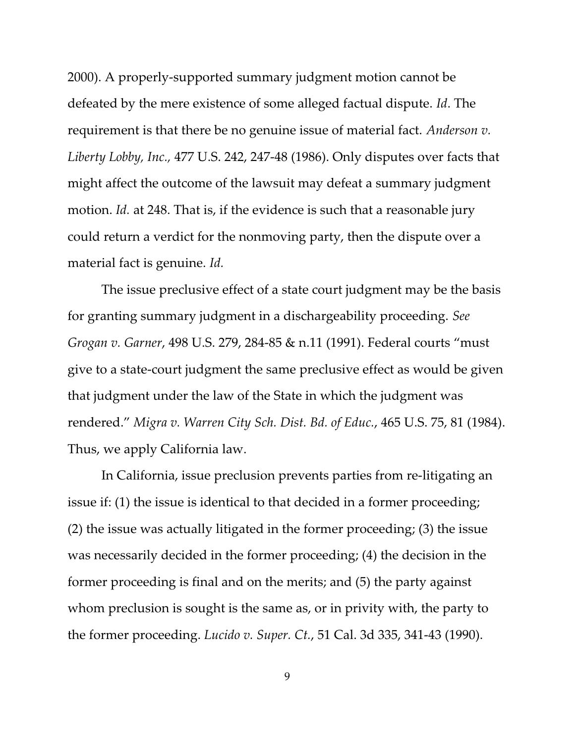2000). A properly-supported summary judgment motion cannot be defeated by the mere existence of some alleged factual dispute. *Id*. The requirement is that there be no genuine issue of material fact. *Anderson v. Liberty Lobby, Inc.,* 477 U.S. 242, 247-48 (1986). Only disputes over facts that might affect the outcome of the lawsuit may defeat a summary judgment motion. *Id.* at 248. That is, if the evidence is such that a reasonable jury could return a verdict for the nonmoving party, then the dispute over a material fact is genuine. *Id.*

The issue preclusive effect of a state court judgment may be the basis for granting summary judgment in a dischargeability proceeding. *See Grogan v. Garner*, 498 U.S. 279, 284-85 & n.11 (1991). Federal courts "must give to a state-court judgment the same preclusive effect as would be given that judgment under the law of the State in which the judgment was rendered." *Migra v. Warren City Sch. Dist. Bd. of Educ.*, 465 U.S. 75, 81 (1984). Thus, we apply California law.

In California, issue preclusion prevents parties from re-litigating an issue if: (1) the issue is identical to that decided in a former proceeding; (2) the issue was actually litigated in the former proceeding; (3) the issue was necessarily decided in the former proceeding; (4) the decision in the former proceeding is final and on the merits; and (5) the party against whom preclusion is sought is the same as, or in privity with, the party to the former proceeding. *Lucido v. Super. Ct.*, 51 Cal. 3d 335, 341-43 (1990).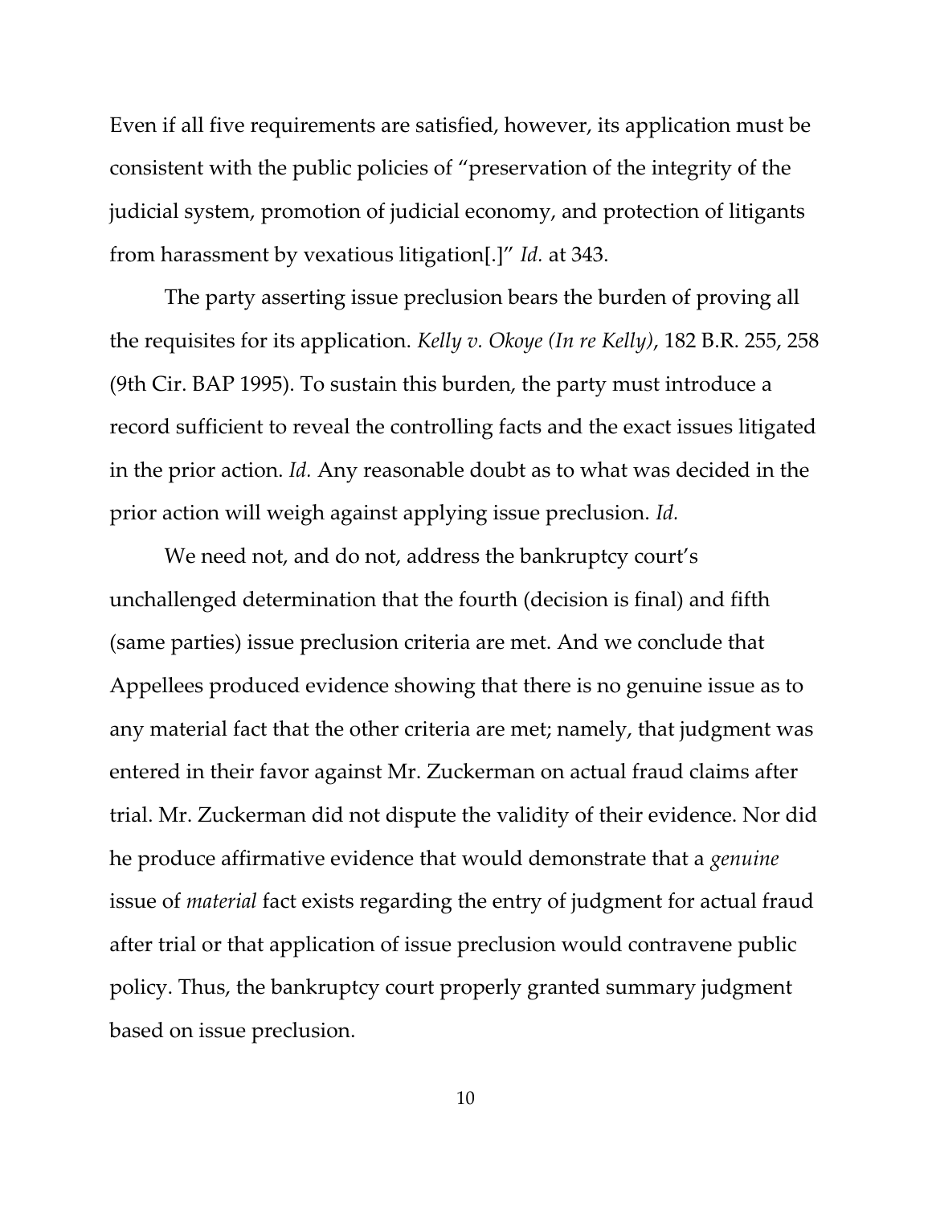Even if all five requirements are satisfied, however, its application must be consistent with the public policies of "preservation of the integrity of the judicial system, promotion of judicial economy, and protection of litigants from harassment by vexatious litigation[.]" *Id.* at 343.

The party asserting issue preclusion bears the burden of proving all the requisites for its application. *Kelly v. Okoye (In re Kelly)*, 182 B.R. 255, 258 (9th Cir. BAP 1995). To sustain this burden, the party must introduce a record sufficient to reveal the controlling facts and the exact issues litigated in the prior action. *Id.* Any reasonable doubt as to what was decided in the prior action will weigh against applying issue preclusion. *Id.*

We need not, and do not, address the bankruptcy court's unchallenged determination that the fourth (decision is final) and fifth (same parties) issue preclusion criteria are met. And we conclude that Appellees produced evidence showing that there is no genuine issue as to any material fact that the other criteria are met; namely, that judgment was entered in their favor against Mr. Zuckerman on actual fraud claims after trial. Mr. Zuckerman did not dispute the validity of their evidence. Nor did he produce affirmative evidence that would demonstrate that a *genuine* issue of *material* fact exists regarding the entry of judgment for actual fraud after trial or that application of issue preclusion would contravene public policy. Thus, the bankruptcy court properly granted summary judgment based on issue preclusion.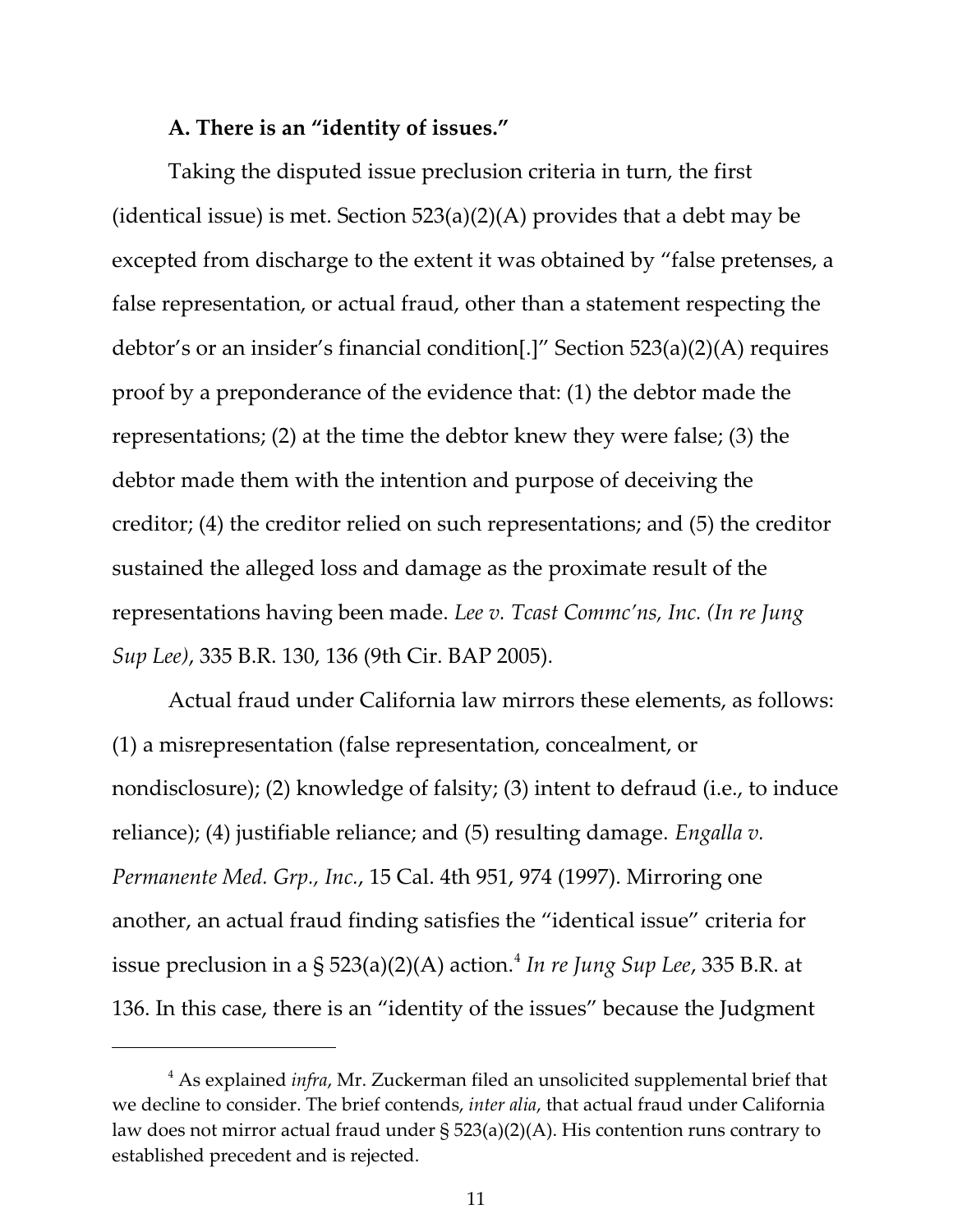**A. There is an "identity of issues."**

Taking the disputed issue preclusion criteria in turn, the first (identical issue) is met. Section 523(a)(2)(A) provides that a debt may be excepted from discharge to the extent it was obtained by "false pretenses, a false representation, or actual fraud, other than a statement respecting the debtor's or an insider's financial condition[.]" Section 523(a)(2)(A) requires proof by a preponderance of the evidence that: (1) the debtor made the representations; (2) at the time the debtor knew they were false; (3) the debtor made them with the intention and purpose of deceiving the creditor; (4) the creditor relied on such representations; and (5) the creditor sustained the alleged loss and damage as the proximate result of the representations having been made. *Lee v. Tcast Commc'ns, Inc. (In re Jung Sup Lee)*, 335 B.R. 130, 136 (9th Cir. BAP 2005).

Actual fraud under California law mirrors these elements, as follows: (1) a misrepresentation (false representation, concealment, or nondisclosure); (2) knowledge of falsity; (3) intent to defraud (i.e., to induce reliance); (4) justifiable reliance; and (5) resulting damage. *Engalla v. Permanente Med. Grp., Inc.*, 15 Cal. 4th 951, 974 (1997). Mirroring one another, an actual fraud finding satisfies the "identical issue" criteria for issue preclusion in a § 523(a)(2)(A) action.[4] *In re Jung Sup Lee*, 335 B.R. at 136. In this case, there is an "identity of the issues" because the Judgment

[4] As explained *infra*, Mr. Zuckerman filed an unsolicited supplemental brief that we decline to consider. The brief contends, *inter alia*, that actual fraud under California law does not mirror actual fraud under § 523(a)(2)(A). His contention runs contrary to established precedent and is rejected.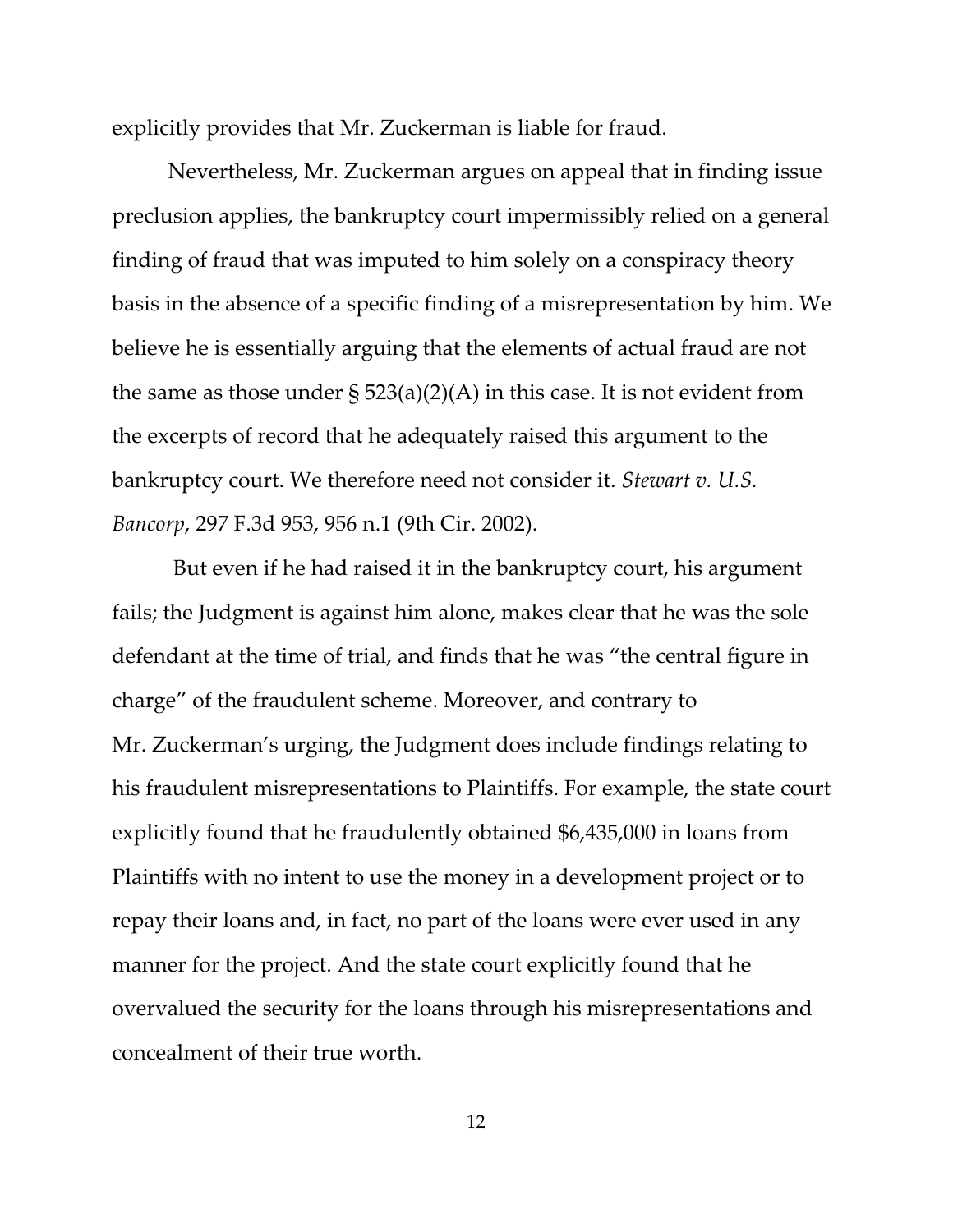explicitly provides that Mr. Zuckerman is liable for fraud.

Nevertheless, Mr. Zuckerman argues on appeal that in finding issue preclusion applies, the bankruptcy court impermissibly relied on a general finding of fraud that was imputed to him solely on a conspiracy theory basis in the absence of a specific finding of a misrepresentation by him. We believe he is essentially arguing that the elements of actual fraud are not the same as those under § 523(a)(2)(A) in this case. It is not evident from the excerpts of record that he adequately raised this argument to the bankruptcy court. We therefore need not consider it. *Stewart v. U.S. Bancorp*, 297 F.3d 953, 956 n.1 (9th Cir. 2002).

But even if he had raised it in the bankruptcy court, his argument fails; the Judgment is against him alone, makes clear that he was the sole defendant at the time of trial, and finds that he was "the central figure in charge" of the fraudulent scheme. Moreover, and contrary to Mr. Zuckerman's urging, the Judgment does include findings relating to his fraudulent misrepresentations to Plaintiffs. For example, the state court explicitly found that he fraudulently obtained $6,435,000 in loans from Plaintiffs with no intent to use the money in a development project or to repay their loans and, in fact, no part of the loans were ever used in any manner for the project. And the state court explicitly found that he overvalued the security for the loans through his misrepresentations and concealment of their true worth.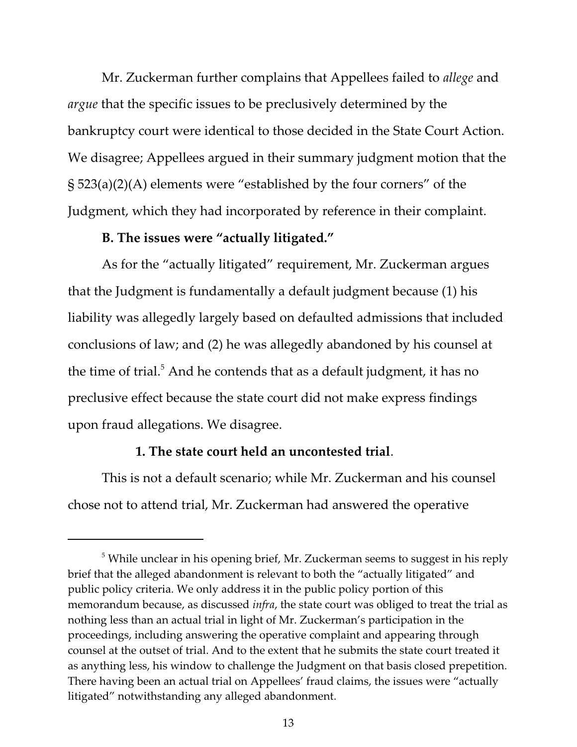Mr. Zuckerman further complains that Appellees failed to *allege* and *argue* that the specific issues to be preclusively determined by the bankruptcy court were identical to those decided in the State Court Action. We disagree; Appellees argued in their summary judgment motion that the § 523(a)(2)(A) elements were "established by the four corners" of the Judgment, which they had incorporated by reference in their complaint.

**B. The issues were "actually litigated."**

As for the "actually litigated" requirement, Mr. Zuckerman argues that the Judgment is fundamentally a default judgment because (1) his liability was allegedly largely based on defaulted admissions that included conclusions of law; and (2) he was allegedly abandoned by his counsel at the time of trial.[5] And he contends that as a default judgment, it has no preclusive effect because the state court did not make express findings upon fraud allegations. We disagree.

**1. The state court held an uncontested trial.**

This is not a default scenario; while Mr. Zuckerman and his counsel chose not to attend trial, Mr. Zuckerman had answered the operative

[5] While unclear in his opening brief, Mr. Zuckerman seems to suggest in his reply brief that the alleged abandonment is relevant to both the "actually litigated" and public policy criteria. We only address it in the public policy portion of this memorandum because, as discussed *infra*, the state court was obliged to treat the trial as nothing less than an actual trial in light of Mr. Zuckerman's participation in the proceedings, including answering the operative complaint and appearing through counsel at the outset of trial. And to the extent that he submits the state court treated it as anything less, his window to challenge the Judgment on that basis closed prepetition. There having been an actual trial on Appellees' fraud claims, the issues were "actually litigated" notwithstanding any alleged abandonment.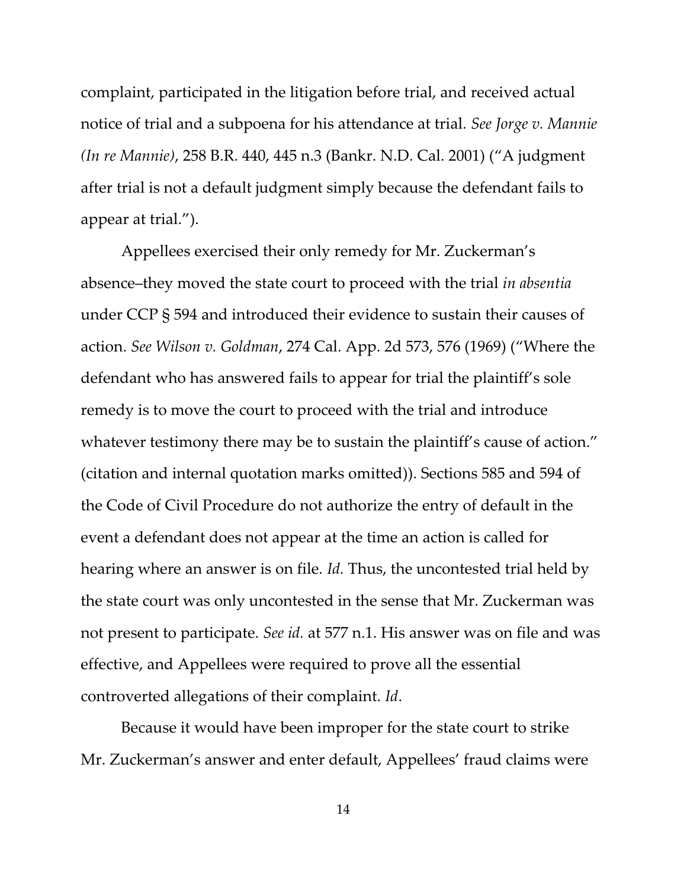complaint, participated in the litigation before trial, and received actual notice of trial and a subpoena for his attendance at trial. *See Jorge v. Mannie (In re Mannie)*, 258 B.R. 440, 445 n.3 (Bankr. N.D. Cal. 2001) ("A judgment after trial is not a default judgment simply because the defendant fails to appear at trial.").

Appellees exercised their only remedy for Mr. Zuckerman's absence–they moved the state court to proceed with the trial *in absentia* under CCP § 594 and introduced their evidence to sustain their causes of action. *See Wilson v. Goldman*, 274 Cal. App. 2d 573, 576 (1969) ("Where the defendant who has answered fails to appear for trial the plaintiff's sole remedy is to move the court to proceed with the trial and introduce whatever testimony there may be to sustain the plaintiff's cause of action." (citation and internal quotation marks omitted)). Sections 585 and 594 of the Code of Civil Procedure do not authorize the entry of default in the event a defendant does not appear at the time an action is called for hearing where an answer is on file. *Id.* Thus, the uncontested trial held by the state court was only uncontested in the sense that Mr. Zuckerman was not present to participate. *See id.* at 577 n.1. His answer was on file and was effective, and Appellees were required to prove all the essential controverted allegations of their complaint. *Id*.

Because it would have been improper for the state court to strike Mr. Zuckerman's answer and enter default, Appellees' fraud claims were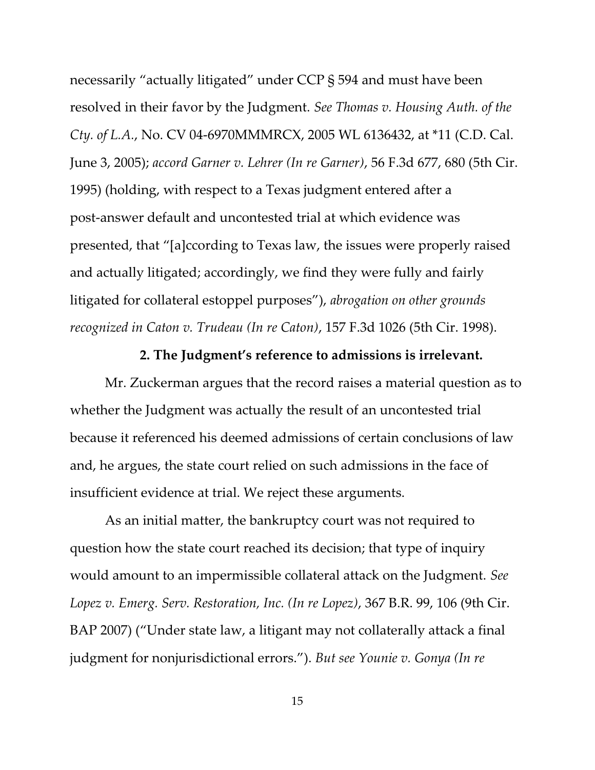necessarily "actually litigated" under CCP § 594 and must have been resolved in their favor by the Judgment. *See Thomas v. Housing Auth. of the Cty. of L.A.*, No. CV 04-6970MMMRCX, 2005 WL 6136432, at *11 (C.D. Cal. June 3, 2005); *accord Garner v. Lehrer (In re Garner)*, 56 F.3d 677, 680 (5th Cir. 1995) (holding, with respect to a Texas judgment entered after a post-answer default and uncontested trial at which evidence was presented, that "[a]ccording to Texas law, the issues were properly raised and actually litigated; accordingly, we find they were fully and fairly litigated for collateral estoppel purposes"), *abrogation on other grounds recognized in Caton v. Trudeau (In re Caton)*, 157 F.3d 1026 (5th Cir. 1998).

**2. The Judgment's reference to admissions is irrelevant.**

Mr. Zuckerman argues that the record raises a material question as to whether the Judgment was actually the result of an uncontested trial because it referenced his deemed admissions of certain conclusions of law and, he argues, the state court relied on such admissions in the face of insufficient evidence at trial. We reject these arguments.

As an initial matter, the bankruptcy court was not required to question how the state court reached its decision; that type of inquiry would amount to an impermissible collateral attack on the Judgment. *See Lopez v. Emerg. Serv. Restoration, Inc. (In re Lopez)*, 367 B.R. 99, 106 (9th Cir. BAP 2007) ("Under state law, a litigant may not collaterally attack a final judgment for nonjurisdictional errors."). *But see Younie v. Gonya (In re*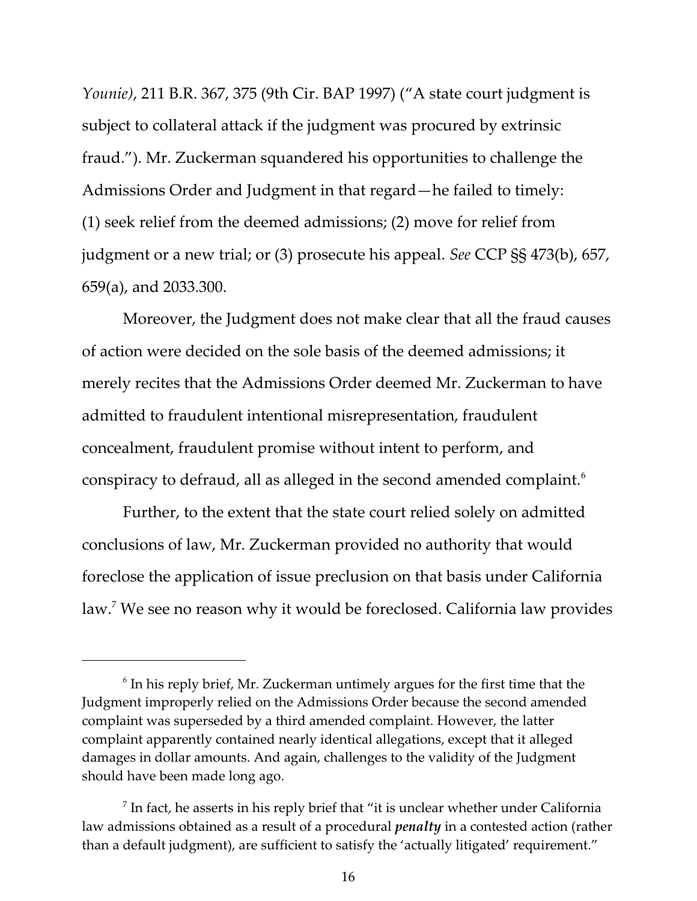*Younie)*, 211 B.R. 367, 375 (9th Cir. BAP 1997) ("A state court judgment is subject to collateral attack if the judgment was procured by extrinsic fraud."). Mr. Zuckerman squandered his opportunities to challenge the Admissions Order and Judgment in that regard—he failed to timely: (1) seek relief from the deemed admissions; (2) move for relief from judgment or a new trial; or (3) prosecute his appeal. *See* CCP §§ 473(b), 657, 659(a), and 2033.300.

Moreover, the Judgment does not make clear that all the fraud causes of action were decided on the sole basis of the deemed admissions; it merely recites that the Admissions Order deemed Mr. Zuckerman to have admitted to fraudulent intentional misrepresentation, fraudulent concealment, fraudulent promise without intent to perform, and conspiracy to defraud, all as alleged in the second amended complaint.[6]

Further, to the extent that the state court relied solely on admitted conclusions of law, Mr. Zuckerman provided no authority that would foreclose the application of issue preclusion on that basis under California law.[7] We see no reason why it would be foreclosed. California law provides

---

[6] In his reply brief, Mr. Zuckerman untimely argues for the first time that the Judgment improperly relied on the Admissions Order because the second amended complaint was superseded by a third amended complaint. However, the latter complaint apparently contained nearly identical allegations, except that it alleged damages in dollar amounts. And again, challenges to the validity of the Judgment should have been made long ago.

[7] In fact, he asserts in his reply brief that "it is unclear whether under California law admissions obtained as a result of a procedural ***penalty*** in a contested action (rather than a default judgment), are sufficient to satisfy the 'actually litigated' requirement."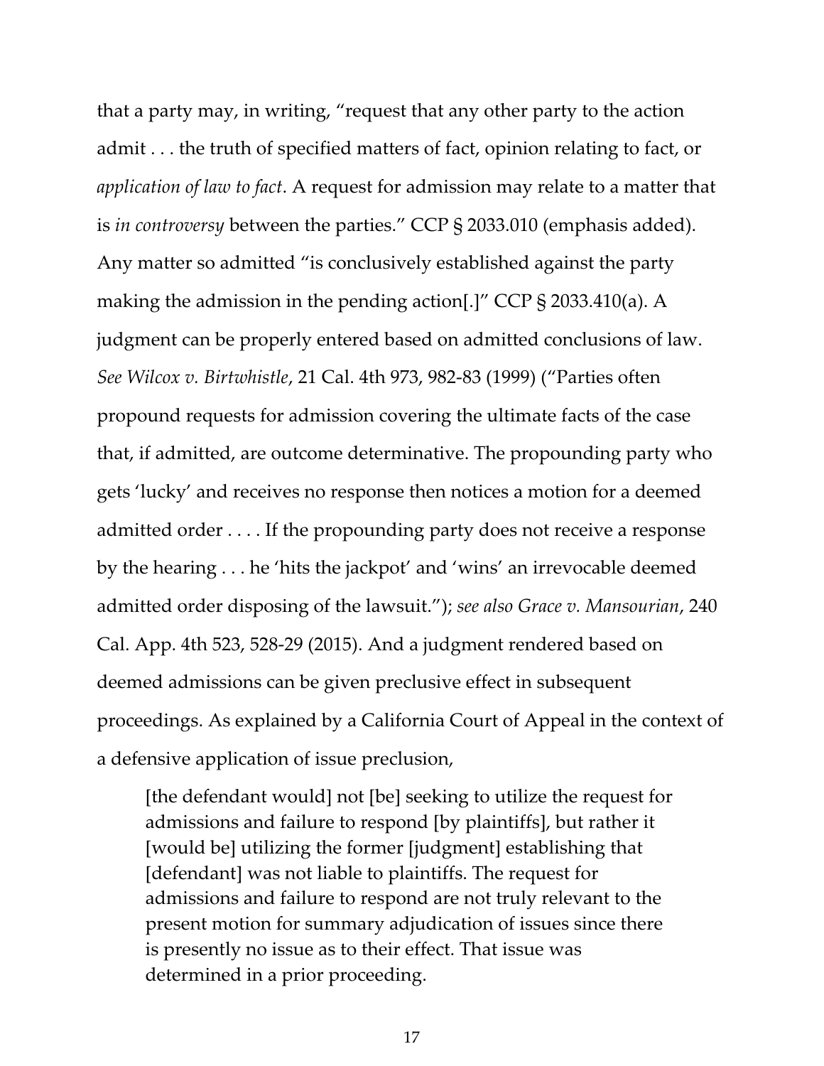that a party may, in writing, "request that any other party to the action admit . . . the truth of specified matters of fact, opinion relating to fact, or *application of law to fact*. A request for admission may relate to a matter that is *in controversy* between the parties." CCP § 2033.010 (emphasis added). Any matter so admitted "is conclusively established against the party making the admission in the pending action[.]" CCP § 2033.410(a). A judgment can be properly entered based on admitted conclusions of law. *See Wilcox v. Birtwhistle*, 21 Cal. 4th 973, 982-83 (1999) ("Parties often propound requests for admission covering the ultimate facts of the case that, if admitted, are outcome determinative. The propounding party who gets 'lucky' and receives no response then notices a motion for a deemed admitted order . . . . If the propounding party does not receive a response by the hearing . . . he 'hits the jackpot' and 'wins' an irrevocable deemed admitted order disposing of the lawsuit."); *see also Grace v. Mansourian*, 240 Cal. App. 4th 523, 528-29 (2015). And a judgment rendered based on deemed admissions can be given preclusive effect in subsequent proceedings. As explained by a California Court of Appeal in the context of a defensive application of issue preclusion,

> [the defendant would] not [be] seeking to utilize the request for admissions and failure to respond [by plaintiffs], but rather it [would be] utilizing the former [judgment] establishing that [defendant] was not liable to plaintiffs. The request for admissions and failure to respond are not truly relevant to the present motion for summary adjudication of issues since there is presently no issue as to their effect. That issue was determined in a prior proceeding.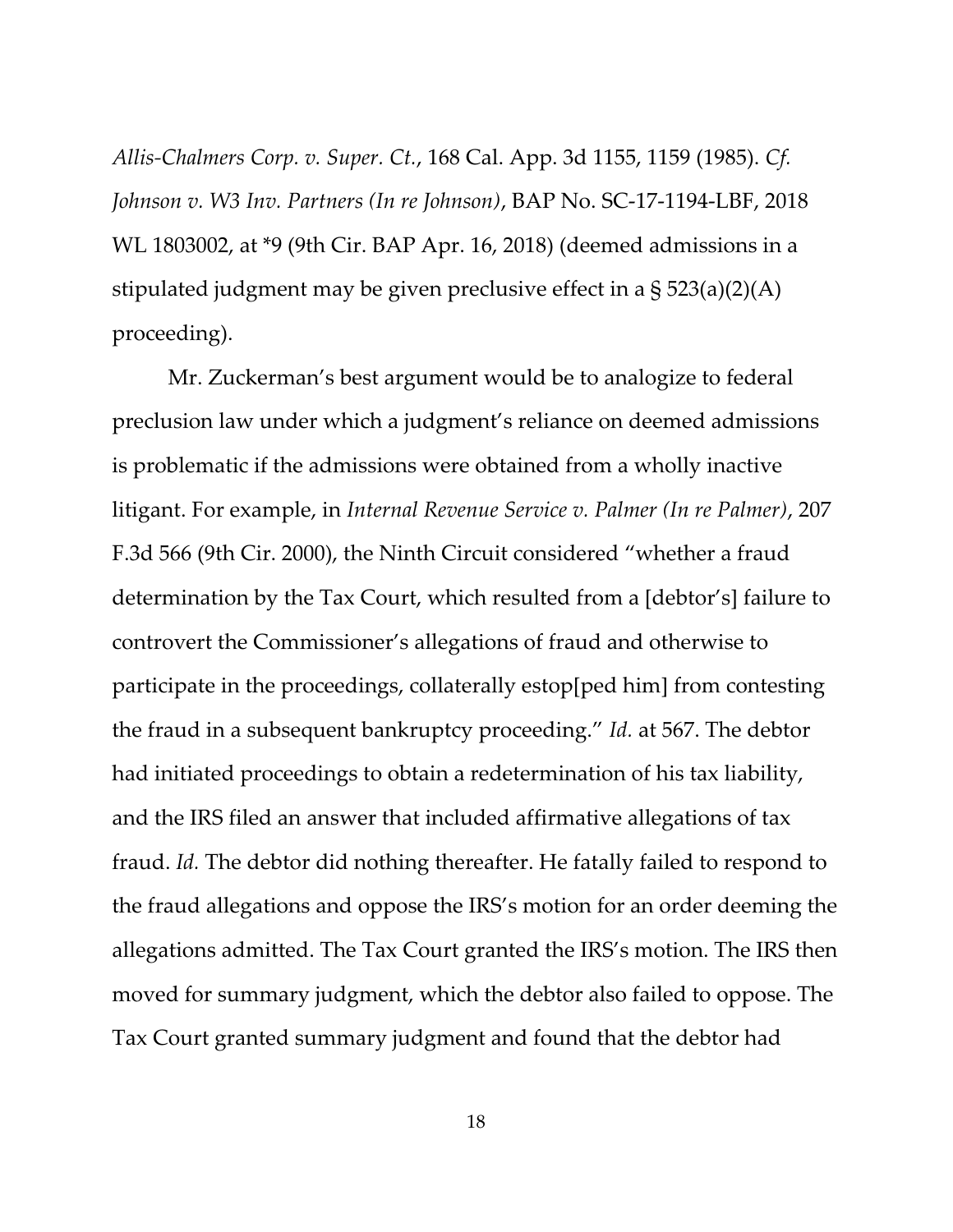*Allis-Chalmers Corp. v. Super. Ct.*, 168 Cal. App. 3d 1155, 1159 (1985). *Cf. Johnson v. W3 Inv. Partners (In re Johnson)*, BAP No. SC-17-1194-LBF, 2018 WL 1803002, at *9 (9th Cir. BAP Apr. 16, 2018) (deemed admissions in a stipulated judgment may be given preclusive effect in a § 523(a)(2)(A) proceeding).

Mr. Zuckerman's best argument would be to analogize to federal preclusion law under which a judgment's reliance on deemed admissions is problematic if the admissions were obtained from a wholly inactive litigant. For example, in *Internal Revenue Service v. Palmer (In re Palmer)*, 207 F.3d 566 (9th Cir. 2000), the Ninth Circuit considered "whether a fraud determination by the Tax Court, which resulted from a [debtor's] failure to controvert the Commissioner's allegations of fraud and otherwise to participate in the proceedings, collaterally estop[ped him] from contesting the fraud in a subsequent bankruptcy proceeding." *Id.* at 567. The debtor had initiated proceedings to obtain a redetermination of his tax liability, and the IRS filed an answer that included affirmative allegations of tax fraud. *Id.* The debtor did nothing thereafter. He fatally failed to respond to the fraud allegations and oppose the IRS's motion for an order deeming the allegations admitted. The Tax Court granted the IRS's motion. The IRS then moved for summary judgment, which the debtor also failed to oppose. The Tax Court granted summary judgment and found that the debtor had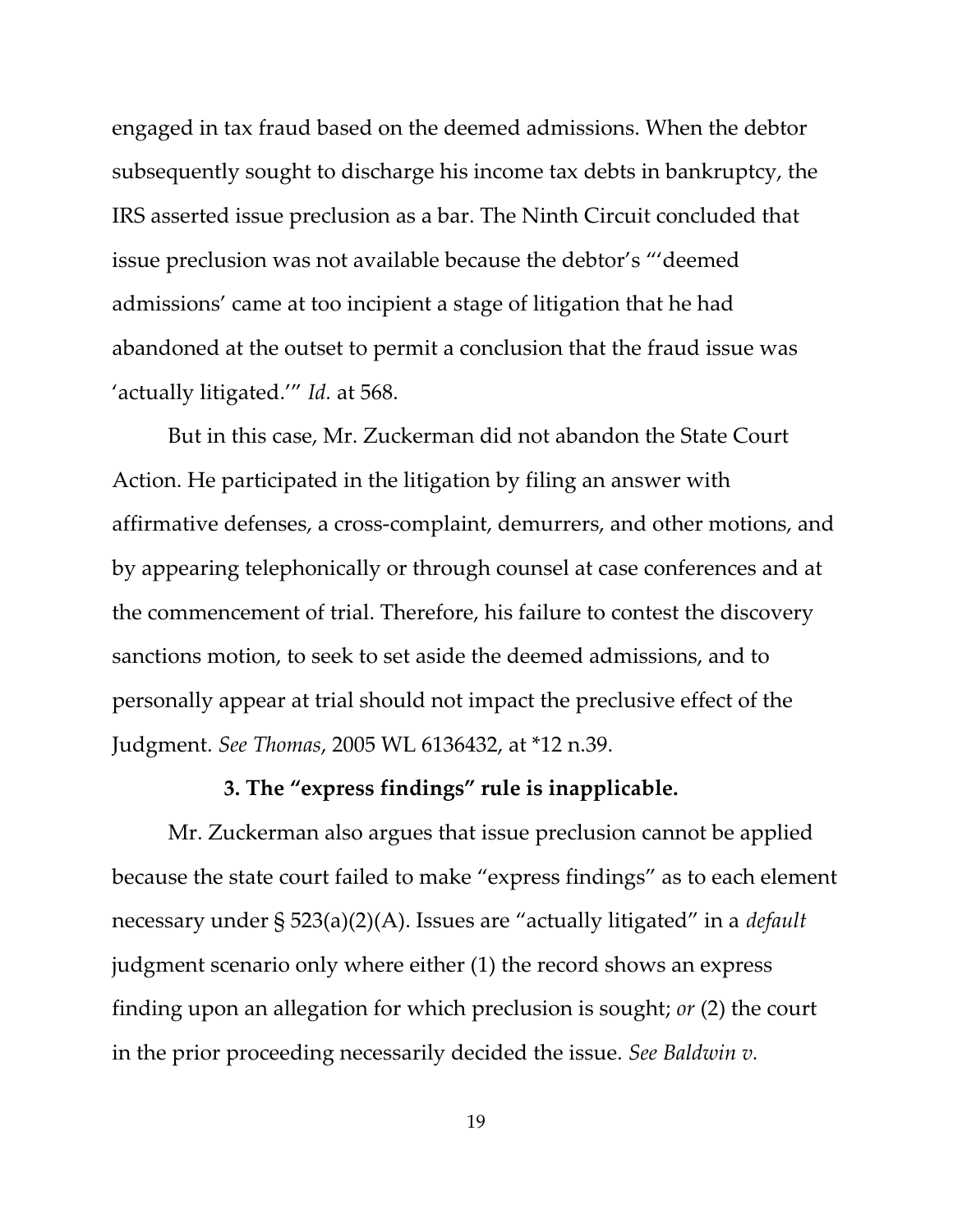engaged in tax fraud based on the deemed admissions. When the debtor subsequently sought to discharge his income tax debts in bankruptcy, the IRS asserted issue preclusion as a bar. The Ninth Circuit concluded that issue preclusion was not available because the debtor's "'deemed admissions' came at too incipient a stage of litigation that he had abandoned at the outset to permit a conclusion that the fraud issue was 'actually litigated.'" *Id.* at 568.

But in this case, Mr. Zuckerman did not abandon the State Court Action. He participated in the litigation by filing an answer with affirmative defenses, a cross-complaint, demurrers, and other motions, and by appearing telephonically or through counsel at case conferences and at the commencement of trial. Therefore, his failure to contest the discovery sanctions motion, to seek to set aside the deemed admissions, and to personally appear at trial should not impact the preclusive effect of the Judgment. *See Thomas*, 2005 WL 6136432, at *12 n.39.

### 3. The "express findings" rule is inapplicable.

Mr. Zuckerman also argues that issue preclusion cannot be applied because the state court failed to make "express findings" as to each element necessary under § 523(a)(2)(A). Issues are "actually litigated" in a *default* judgment scenario only where either (1) the record shows an express finding upon an allegation for which preclusion is sought; *or* (2) the court in the prior proceeding necessarily decided the issue. *See Baldwin v.*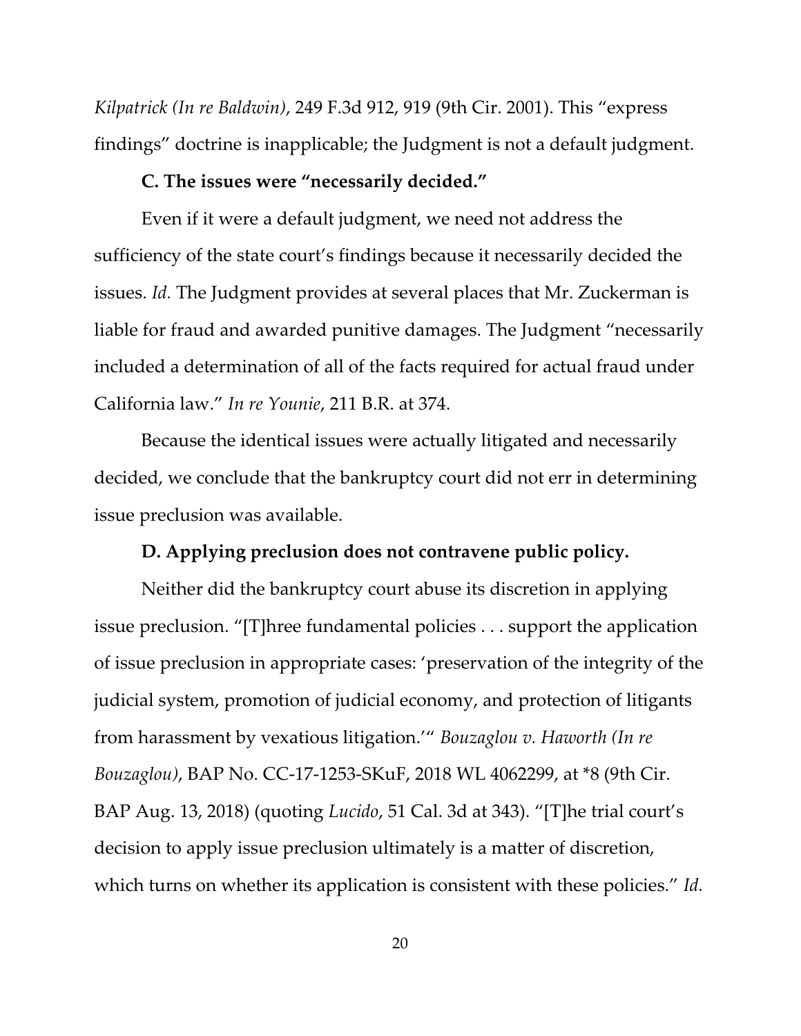*Kilpatrick (In re Baldwin)*, 249 F.3d 912, 919 (9th Cir. 2001). This "express findings" doctrine is inapplicable; the Judgment is not a default judgment.

**C. The issues were "necessarily decided."**

Even if it were a default judgment, we need not address the sufficiency of the state court's findings because it necessarily decided the issues. *Id.* The Judgment provides at several places that Mr. Zuckerman is liable for fraud and awarded punitive damages. The Judgment "necessarily included a determination of all of the facts required for actual fraud under California law." *In re Younie*, 211 B.R. at 374.

Because the identical issues were actually litigated and necessarily decided, we conclude that the bankruptcy court did not err in determining issue preclusion was available.

**D. Applying preclusion does not contravene public policy.**

Neither did the bankruptcy court abuse its discretion in applying issue preclusion. "[T]hree fundamental policies . . . support the application of issue preclusion in appropriate cases: 'preservation of the integrity of the judicial system, promotion of judicial economy, and protection of litigants from harassment by vexatious litigation.'" *Bouzaglou v. Haworth (In re Bouzaglou)*, BAP No. CC-17-1253-SKuF, 2018 WL 4062299, at *8 (9th Cir. BAP Aug. 13, 2018) (quoting *Lucido*, 51 Cal. 3d at 343). "[T]he trial court's decision to apply issue preclusion ultimately is a matter of discretion, which turns on whether its application is consistent with these policies." *Id.*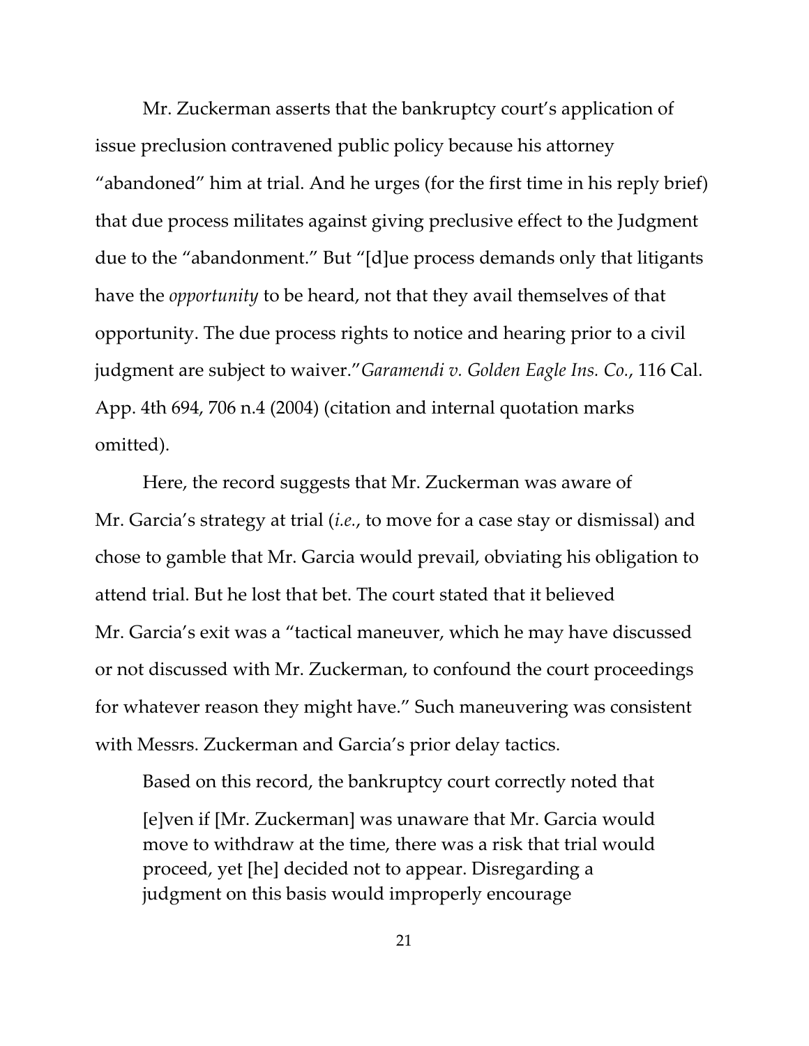Mr. Zuckerman asserts that the bankruptcy court's application of issue preclusion contravened public policy because his attorney "abandoned" him at trial. And he urges (for the first time in his reply brief) that due process militates against giving preclusive effect to the Judgment due to the "abandonment." But "[d]ue process demands only that litigants have the *opportunity* to be heard, not that they avail themselves of that opportunity. The due process rights to notice and hearing prior to a civil judgment are subject to waiver."*Garamendi v. Golden Eagle Ins. Co.*, 116 Cal. App. 4th 694, 706 n.4 (2004) (citation and internal quotation marks omitted).

Here, the record suggests that Mr. Zuckerman was aware of Mr. Garcia's strategy at trial (*i.e.*, to move for a case stay or dismissal) and chose to gamble that Mr. Garcia would prevail, obviating his obligation to attend trial. But he lost that bet. The court stated that it believed Mr. Garcia's exit was a "tactical maneuver, which he may have discussed or not discussed with Mr. Zuckerman, to confound the court proceedings for whatever reason they might have." Such maneuvering was consistent with Messrs. Zuckerman and Garcia's prior delay tactics.

Based on this record, the bankruptcy court correctly noted that

> [e]ven if [Mr. Zuckerman] was unaware that Mr. Garcia would move to withdraw at the time, there was a risk that trial would proceed, yet [he] decided not to appear. Disregarding a judgment on this basis would improperly encourage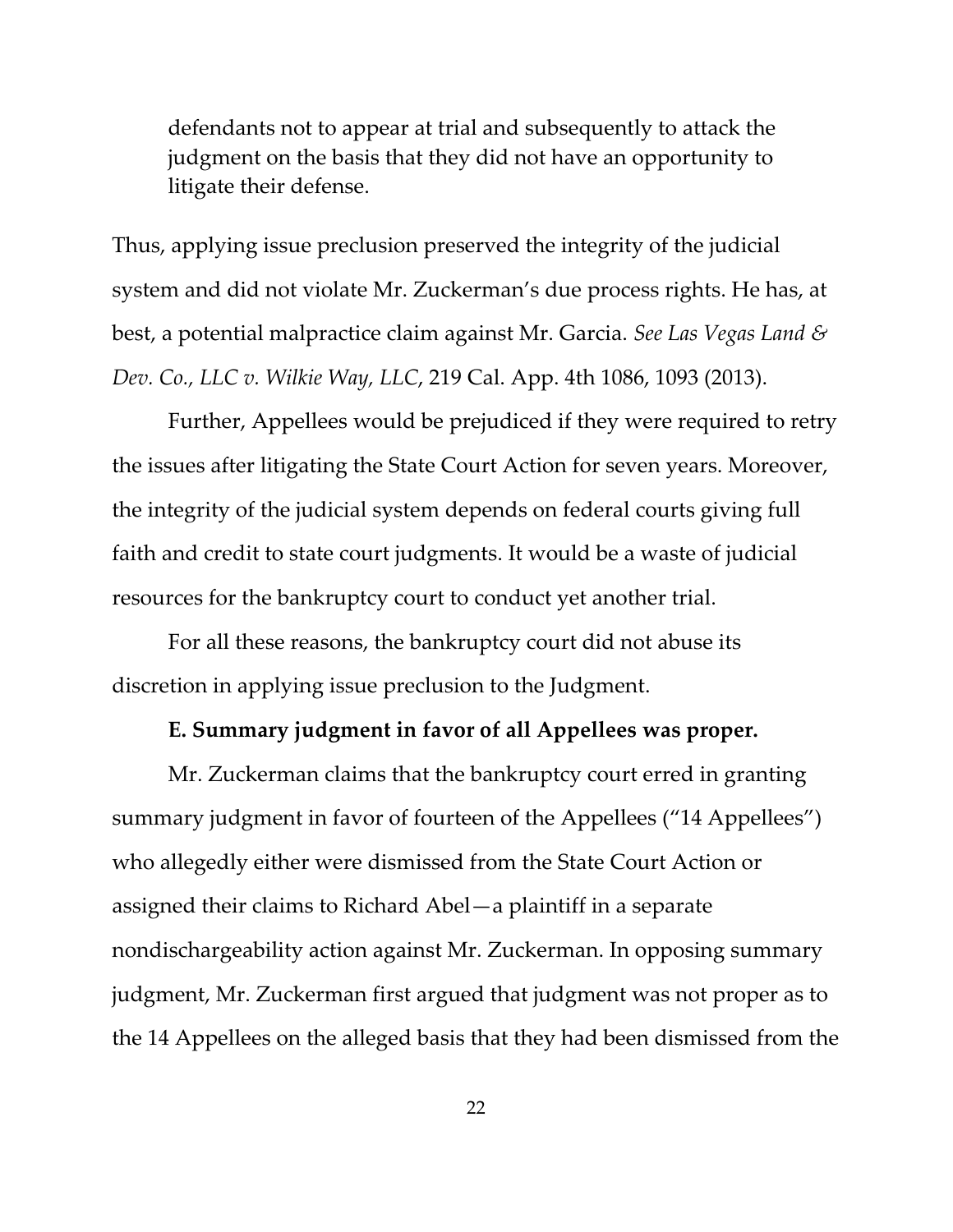> defendants not to appear at trial and subsequently to attack the judgment on the basis that they did not have an opportunity to litigate their defense.

Thus, applying issue preclusion preserved the integrity of the judicial system and did not violate Mr. Zuckerman's due process rights. He has, at best, a potential malpractice claim against Mr. Garcia. *See Las Vegas Land & Dev. Co., LLC v. Wilkie Way, LLC*, 219 Cal. App. 4th 1086, 1093 (2013).

Further, Appellees would be prejudiced if they were required to retry the issues after litigating the State Court Action for seven years. Moreover, the integrity of the judicial system depends on federal courts giving full faith and credit to state court judgments. It would be a waste of judicial resources for the bankruptcy court to conduct yet another trial.

For all these reasons, the bankruptcy court did not abuse its discretion in applying issue preclusion to the Judgment.

**E. Summary judgment in favor of all Appellees was proper.**

Mr. Zuckerman claims that the bankruptcy court erred in granting summary judgment in favor of fourteen of the Appellees ("14 Appellees") who allegedly either were dismissed from the State Court Action or assigned their claims to Richard Abel—a plaintiff in a separate nondischargeability action against Mr. Zuckerman. In opposing summary judgment, Mr. Zuckerman first argued that judgment was not proper as to the 14 Appellees on the alleged basis that they had been dismissed from the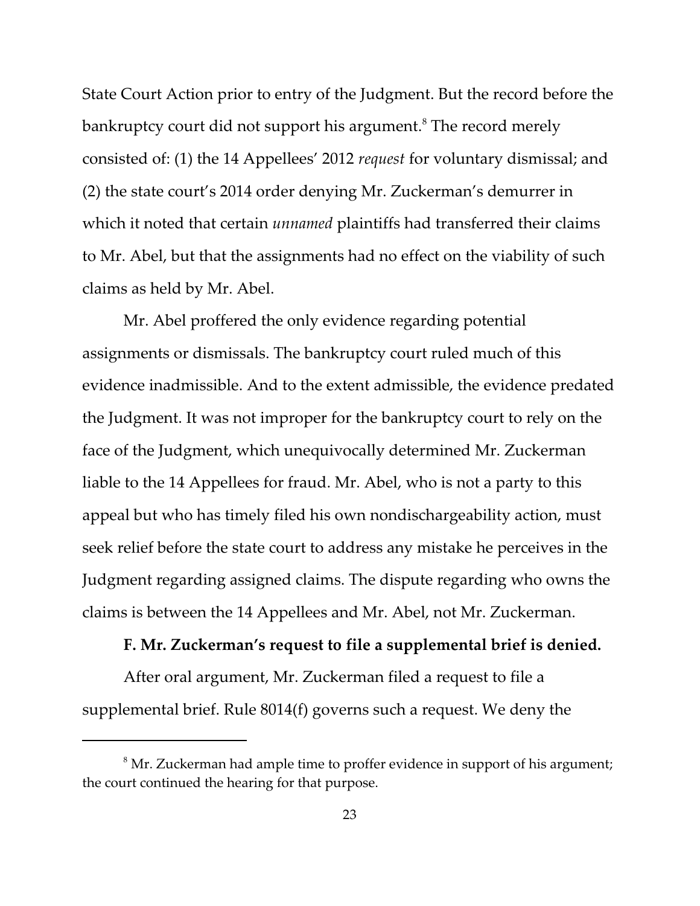State Court Action prior to entry of the Judgment. But the record before the bankruptcy court did not support his argument.[8] The record merely consisted of: (1) the 14 Appellees' 2012 *request* for voluntary dismissal; and (2) the state court's 2014 order denying Mr. Zuckerman's demurrer in which it noted that certain *unnamed* plaintiffs had transferred their claims to Mr. Abel, but that the assignments had no effect on the viability of such claims as held by Mr. Abel.

Mr. Abel proffered the only evidence regarding potential assignments or dismissals. The bankruptcy court ruled much of this evidence inadmissible. And to the extent admissible, the evidence predated the Judgment. It was not improper for the bankruptcy court to rely on the face of the Judgment, which unequivocally determined Mr. Zuckerman liable to the 14 Appellees for fraud. Mr. Abel, who is not a party to this appeal but who has timely filed his own nondischargeability action, must seek relief before the state court to address any mistake he perceives in the Judgment regarding assigned claims. The dispute regarding who owns the claims is between the 14 Appellees and Mr. Abel, not Mr. Zuckerman.

**F. Mr. Zuckerman's request to file a supplemental brief is denied.**

After oral argument, Mr. Zuckerman filed a request to file a supplemental brief. Rule 8014(f) governs such a request. We deny the

[8] Mr. Zuckerman had ample time to proffer evidence in support of his argument; the court continued the hearing for that purpose.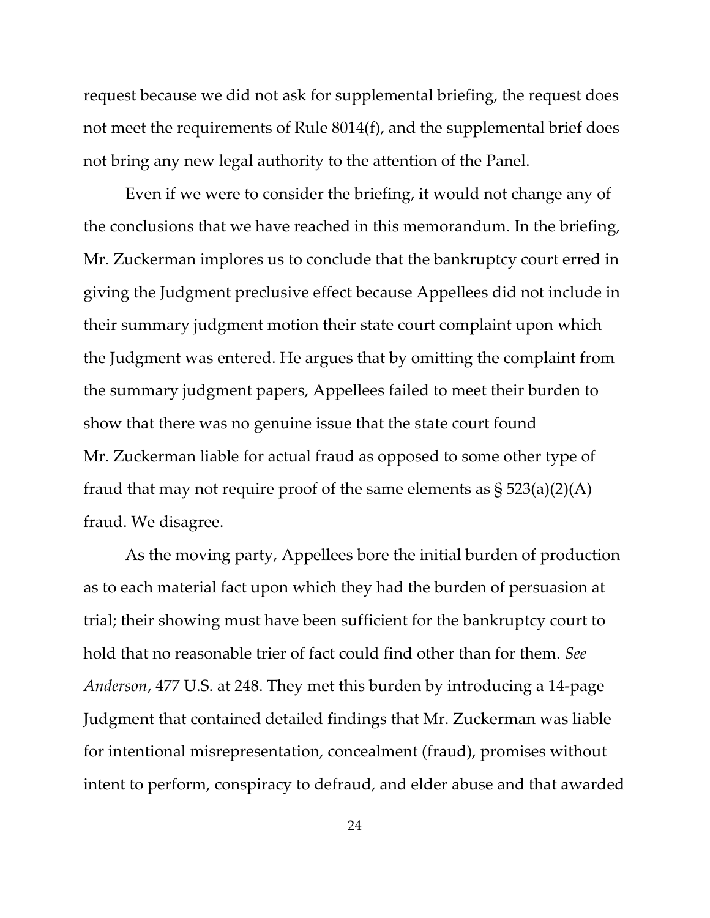request because we did not ask for supplemental briefing, the request does not meet the requirements of Rule 8014(f), and the supplemental brief does not bring any new legal authority to the attention of the Panel.

Even if we were to consider the briefing, it would not change any of the conclusions that we have reached in this memorandum. In the briefing, Mr. Zuckerman implores us to conclude that the bankruptcy court erred in giving the Judgment preclusive effect because Appellees did not include in their summary judgment motion their state court complaint upon which the Judgment was entered. He argues that by omitting the complaint from the summary judgment papers, Appellees failed to meet their burden to show that there was no genuine issue that the state court found Mr. Zuckerman liable for actual fraud as opposed to some other type of fraud that may not require proof of the same elements as § 523(a)(2)(A) fraud. We disagree.

As the moving party, Appellees bore the initial burden of production as to each material fact upon which they had the burden of persuasion at trial; their showing must have been sufficient for the bankruptcy court to hold that no reasonable trier of fact could find other than for them. *See Anderson*, 477 U.S. at 248. They met this burden by introducing a 14-page Judgment that contained detailed findings that Mr. Zuckerman was liable for intentional misrepresentation, concealment (fraud), promises without intent to perform, conspiracy to defraud, and elder abuse and that awarded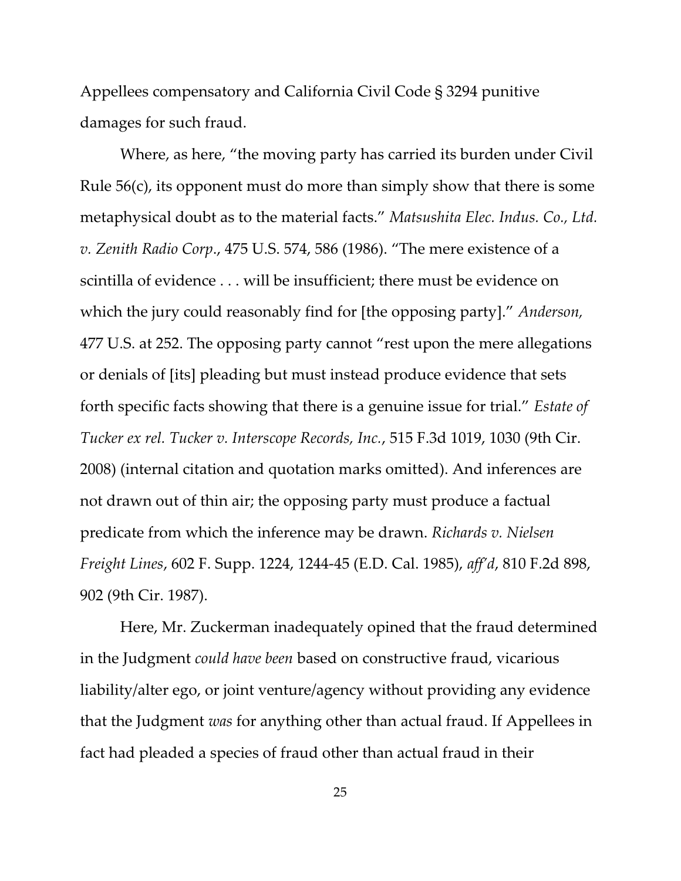Appellees compensatory and California Civil Code § 3294 punitive damages for such fraud.

Where, as here, "the moving party has carried its burden under Civil Rule 56(c), its opponent must do more than simply show that there is some metaphysical doubt as to the material facts." *Matsushita Elec. Indus. Co., Ltd. v. Zenith Radio Corp*., 475 U.S. 574, 586 (1986). "The mere existence of a scintilla of evidence . . . will be insufficient; there must be evidence on which the jury could reasonably find for [the opposing party]." *Anderson,* 477 U.S. at 252. The opposing party cannot "rest upon the mere allegations or denials of [its] pleading but must instead produce evidence that sets forth specific facts showing that there is a genuine issue for trial." *Estate of Tucker ex rel. Tucker v. Interscope Records, Inc.*, 515 F.3d 1019, 1030 (9th Cir. 2008) (internal citation and quotation marks omitted). And inferences are not drawn out of thin air; the opposing party must produce a factual predicate from which the inference may be drawn. *Richards v. Nielsen Freight Lines*, 602 F. Supp. 1224, 1244-45 (E.D. Cal. 1985), *aff'd*, 810 F.2d 898, 902 (9th Cir. 1987).

Here, Mr. Zuckerman inadequately opined that the fraud determined in the Judgment *could have been* based on constructive fraud, vicarious liability/alter ego, or joint venture/agency without providing any evidence that the Judgment *was* for anything other than actual fraud. If Appellees in fact had pleaded a species of fraud other than actual fraud in their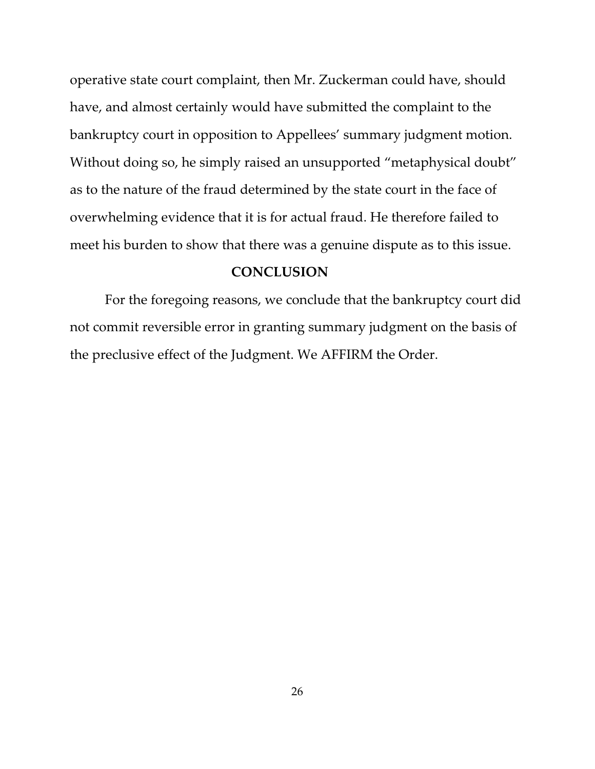operative state court complaint, then Mr. Zuckerman could have, should have, and almost certainly would have submitted the complaint to the bankruptcy court in opposition to Appellees' summary judgment motion. Without doing so, he simply raised an unsupported "metaphysical doubt" as to the nature of the fraud determined by the state court in the face of overwhelming evidence that it is for actual fraud. He therefore failed to meet his burden to show that there was a genuine dispute as to this issue.

## CONCLUSION

For the foregoing reasons, we conclude that the bankruptcy court did not commit reversible error in granting summary judgment on the basis of the preclusive effect of the Judgment. We AFFIRM the Order.